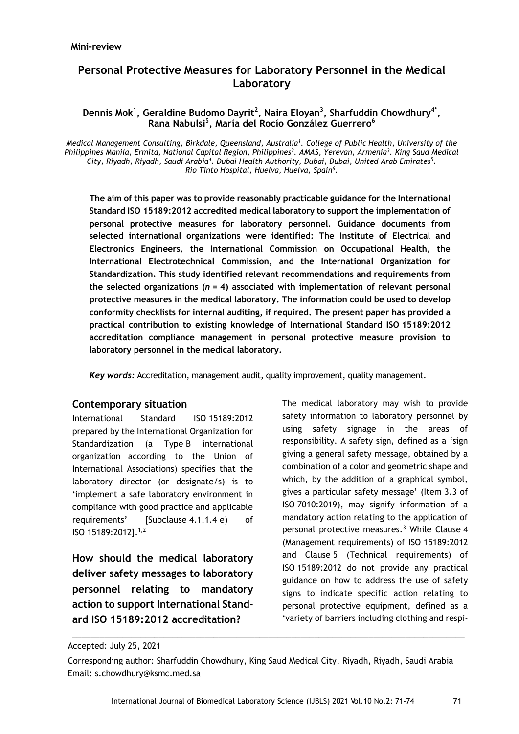**Mini-review**

# Personal Protective Measures for Laboratory Personnel in the Medical Laboratory

**Dennis Mok[1], Geraldine Budomo Dayrit[2], Naira Eloyan[3], Sharfuddin Chowdhury[4*], Rana Nabulsi[5], María del Rocío González Guerrero[6]**

*Medical Management Consulting, Birkdale, Queensland, Australia[1]. College of Public Health, University of the Philippines Manila, Ermita, National Capital Region, Philippines[2]. AMAS, Yerevan, Armenia[3]. King Saud Medical City, Riyadh, Riyadh, Saudi Arabia[4]. Dubai Health Authority, Dubai, Dubai, United Arab Emirates[5]. Rio Tinto Hospital, Huelva, Huelva, Spain[6].*

**The aim of this paper was to provide reasonably practicable guidance for the International Standard ISO 15189:2012 accredited medical laboratory to support the implementation of personal protective measures for laboratory personnel. Guidance documents from selected international organizations were identified: The Institute of Electrical and Electronics Engineers, the International Commission on Occupational Health, the International Electrotechnical Commission, and the International Organization for Standardization. This study identified relevant recommendations and requirements from the selected organizations (*n* = 4) associated with implementation of relevant personal protective measures in the medical laboratory. The information could be used to develop conformity checklists for internal auditing, if required. The present paper has provided a practical contribution to existing knowledge of International Standard ISO 15189:2012 accreditation compliance management in personal protective measure provision to laboratory personnel in the medical laboratory.**

***Key words:*** Accreditation, management audit, quality improvement, quality management.

## Contemporary situation

International Standard ISO 15189:2012 prepared by the International Organization for Standardization (a Type B international organization according to the Union of International Associations) specifies that the laboratory director (or designate/s) is to 'implement a safe laboratory environment in compliance with good practice and applicable requirements' [Subclause 4.1.1.4 e) of ISO 15189:2012].[1,2]

## How should the medical laboratory deliver safety messages to laboratory personnel relating to mandatory action to support International Standard ISO 15189:2012 accreditation?

The medical laboratory may wish to provide safety information to laboratory personnel by using safety signage in the areas of responsibility. A safety sign, defined as a 'sign giving a general safety message, obtained by a combination of a color and geometric shape and which, by the addition of a graphical symbol, gives a particular safety message' (Item 3.3 of ISO 7010:2019), may signify information of a mandatory action relating to the application of personal protective measures.[3] While Clause 4 (Management requirements) of ISO 15189:2012 and Clause 5 (Technical requirements) of ISO 15189:2012 do not provide any practical guidance on how to address the use of safety signs to indicate specific action relating to personal protective equipment, defined as a 'variety of barriers including clothing and respi-

Accepted: July 25, 2021

Corresponding author: Sharfuddin Chowdhury, King Saud Medical City, Riyadh, Riyadh, Saudi Arabia
Email: s.chowdhury@ksmc.med.sa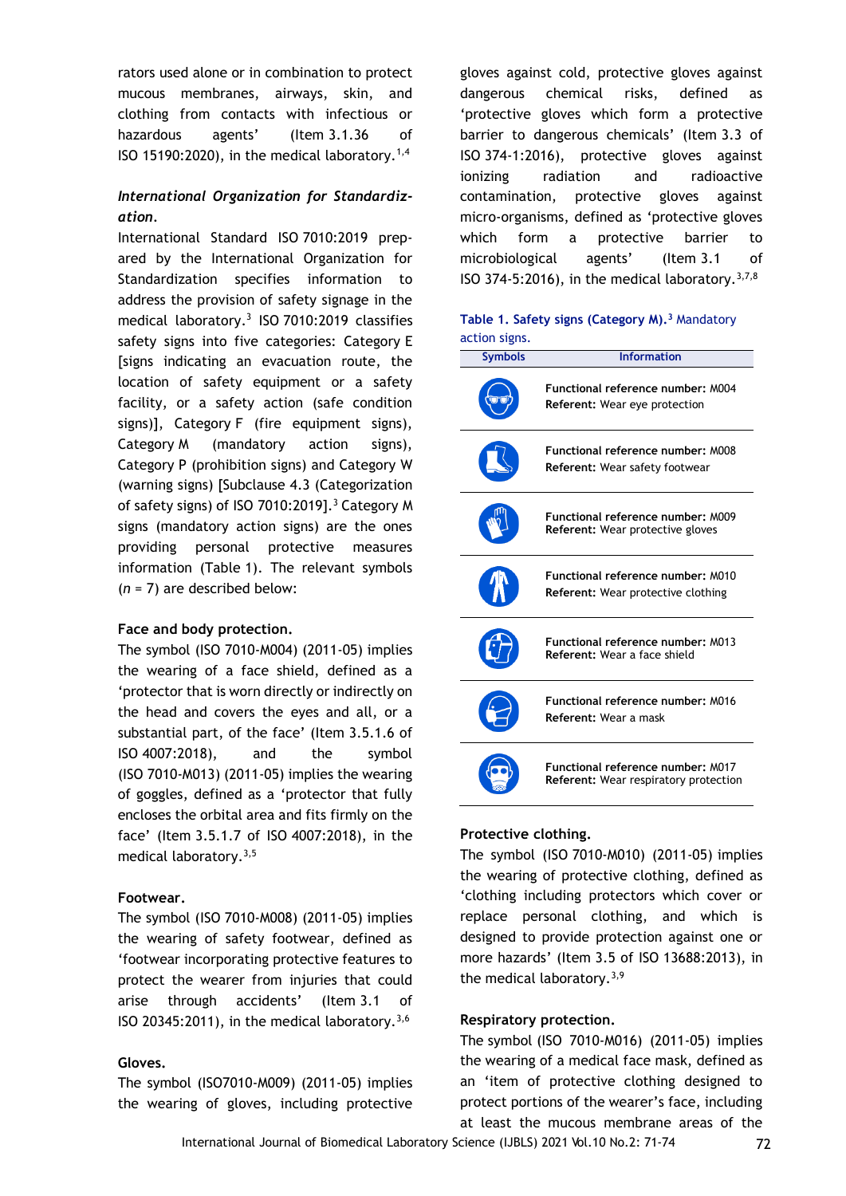rators used alone or in combination to protect mucous membranes, airways, skin, and clothing from contacts with infectious or hazardous agents' (Item 3.1.36 of ISO 15190:2020), in the medical laboratory.[1,4]

### *International Organization for Standardization.*

International Standard ISO 7010:2019 prepared by the International Organization for Standardization specifies information to address the provision of safety signage in the medical laboratory.[3] ISO 7010:2019 classifies safety signs into five categories: Category E [signs indicating an evacuation route, the location of safety equipment or a safety facility, or a safety action (safe condition signs)], Category F (fire equipment signs), Category M (mandatory action signs), Category P (prohibition signs) and Category W (warning signs) [Subclause 4.3 (Categorization of safety signs) of ISO 7010:2019].[3] Category M signs (mandatory action signs) are the ones providing personal protective measures information (Table 1). The relevant symbols (*n* = 7) are described below:

### Face and body protection.

The symbol (ISO 7010-M004) (2011-05) implies the wearing of a face shield, defined as a 'protector that is worn directly or indirectly on the head and covers the eyes and all, or a substantial part, of the face' (Item 3.5.1.6 of ISO 4007:2018), and the symbol (ISO 7010-M013) (2011-05) implies the wearing of goggles, defined as a 'protector that fully encloses the orbital area and fits firmly on the face' (Item 3.5.1.7 of ISO 4007:2018), in the medical laboratory.[3,5]

### Footwear.

The symbol (ISO 7010-M008) (2011-05) implies the wearing of safety footwear, defined as 'footwear incorporating protective features to protect the wearer from injuries that could arise through accidents' (Item 3.1 of ISO 20345:2011), in the medical laboratory.[3,6]

### Gloves.

The symbol (ISO7010-M009) (2011-05) implies the wearing of gloves, including protective gloves against cold, protective gloves against dangerous chemical risks, defined as 'protective gloves which form a protective barrier to dangerous chemicals' (Item 3.3 of ISO 374-1:2016), protective gloves against ionizing radiation and radioactive contamination, protective gloves against micro-organisms, defined as 'protective gloves which form a protective barrier to microbiological agents' (Item 3.1 of ISO 374-5:2016), in the medical laboratory.[3,7,8]

**Table 1. Safety signs (Category M).**[3] Mandatory action signs.

| Symbols | Information |
|---|---|
| | **Functional reference number:** M004<br>**Referent:** Wear eye protection |
| | **Functional reference number:** M008<br>**Referent:** Wear safety footwear |
| | **Functional reference number:** M009<br>**Referent:** Wear protective gloves |
| | **Functional reference number:** M010<br>**Referent:** Wear protective clothing |
| | **Functional reference number:** M013<br>**Referent:** Wear a face shield |
| | **Functional reference number:** M016<br>**Referent:** Wear a mask |
| | **Functional reference number:** M017<br>**Referent:** Wear respiratory protection |

### Protective clothing.

The symbol (ISO 7010-M010) (2011-05) implies the wearing of protective clothing, defined as 'clothing including protectors which cover or replace personal clothing, and which is designed to provide protection against one or more hazards' (Item 3.5 of ISO 13688:2013), in the medical laboratory.[3,9]

### Respiratory protection.

The symbol (ISO 7010-M016) (2011-05) implies the wearing of a medical face mask, defined as an 'item of protective clothing designed to protect portions of the wearer's face, including at least the mucous membrane areas of the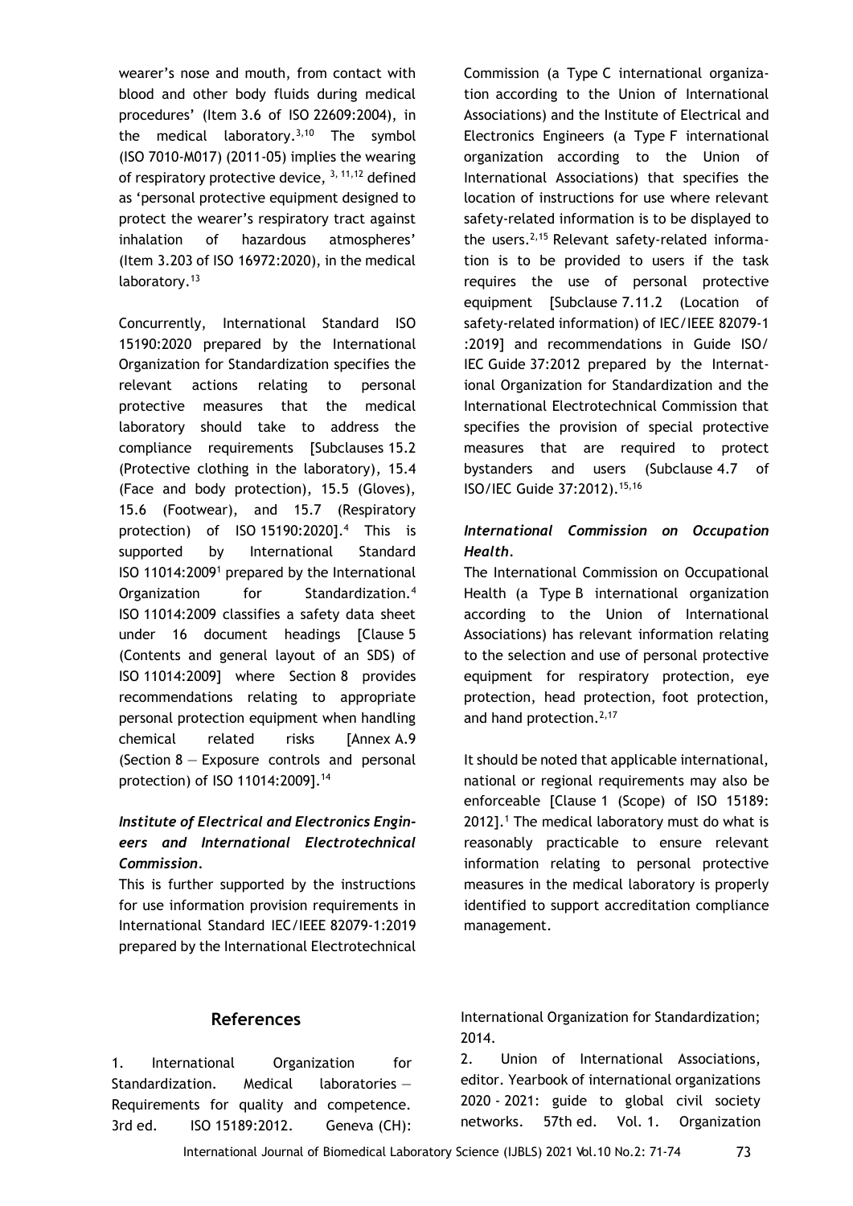wearer's nose and mouth, from contact with blood and other body fluids during medical procedures' (Item 3.6 of ISO 22609:2004), in the medical laboratory.[3,10] The symbol (ISO 7010-M017) (2011-05) implies the wearing of respiratory protective device, [3, 11,12] defined as 'personal protective equipment designed to protect the wearer's respiratory tract against inhalation of hazardous atmospheres' (Item 3.203 of ISO 16972:2020), in the medical laboratory.[13]

Concurrently, International Standard ISO 15190:2020 prepared by the International Organization for Standardization specifies the relevant actions relating to personal protective measures that the medical laboratory should take to address the compliance requirements [Subclauses 15.2 (Protective clothing in the laboratory), 15.4 (Face and body protection), 15.5 (Gloves), 15.6 (Footwear), and 15.7 (Respiratory protection) of ISO 15190:2020].[4] This is supported by International Standard ISO 11014:2009[1] prepared by the International Organization for Standardization.[4] ISO 11014:2009 classifies a safety data sheet under 16 document headings [Clause 5 (Contents and general layout of an SDS) of ISO 11014:2009] where Section 8 provides recommendations relating to appropriate personal protection equipment when handling chemical related risks [Annex A.9 (Section 8 — Exposure controls and personal protection) of ISO 11014:2009].[14]

### *Institute of Electrical and Electronics Engineers and International Electrotechnical Commission.*

This is further supported by the instructions for use information provision requirements in International Standard IEC/IEEE 82079-1:2019 prepared by the International Electrotechnical Commission (a Type C international organization according to the Union of International Associations) and the Institute of Electrical and Electronics Engineers (a Type F international organization according to the Union of International Associations) that specifies the location of instructions for use where relevant safety-related information is to be displayed to the users.[2,15] Relevant safety-related information is to be provided to users if the task requires the use of personal protective equipment [Subclause 7.11.2 (Location of safety-related information) of IEC/IEEE 82079-1 :2019] and recommendations in Guide ISO/ IEC Guide 37:2012 prepared by the International Organization for Standardization and the International Electrotechnical Commission that specifies the provision of special protective measures that are required to protect bystanders and users (Subclause 4.7 of ISO/IEC Guide 37:2012).[15,16]

### *International Commission on Occupation Health.*

The International Commission on Occupational Health (a Type B international organization according to the Union of International Associations) has relevant information relating to the selection and use of personal protective equipment for respiratory protection, eye protection, head protection, foot protection, and hand protection.[2,17]

It should be noted that applicable international, national or regional requirements may also be enforceable [Clause 1 (Scope) of ISO 15189: 2012].[1] The medical laboratory must do what is reasonably practicable to ensure relevant information relating to personal protective measures in the medical laboratory is properly identified to support accreditation compliance management.

## References

1. International Organization for Standardization. Medical laboratories — Requirements for quality and competence. 3rd ed. ISO 15189:2012. Geneva (CH): International Organization for Standardization; 2014.
2. Union of International Associations, editor. Yearbook of international organizations 2020 - 2021: guide to global civil society networks. 57th ed. Vol. 1. Organization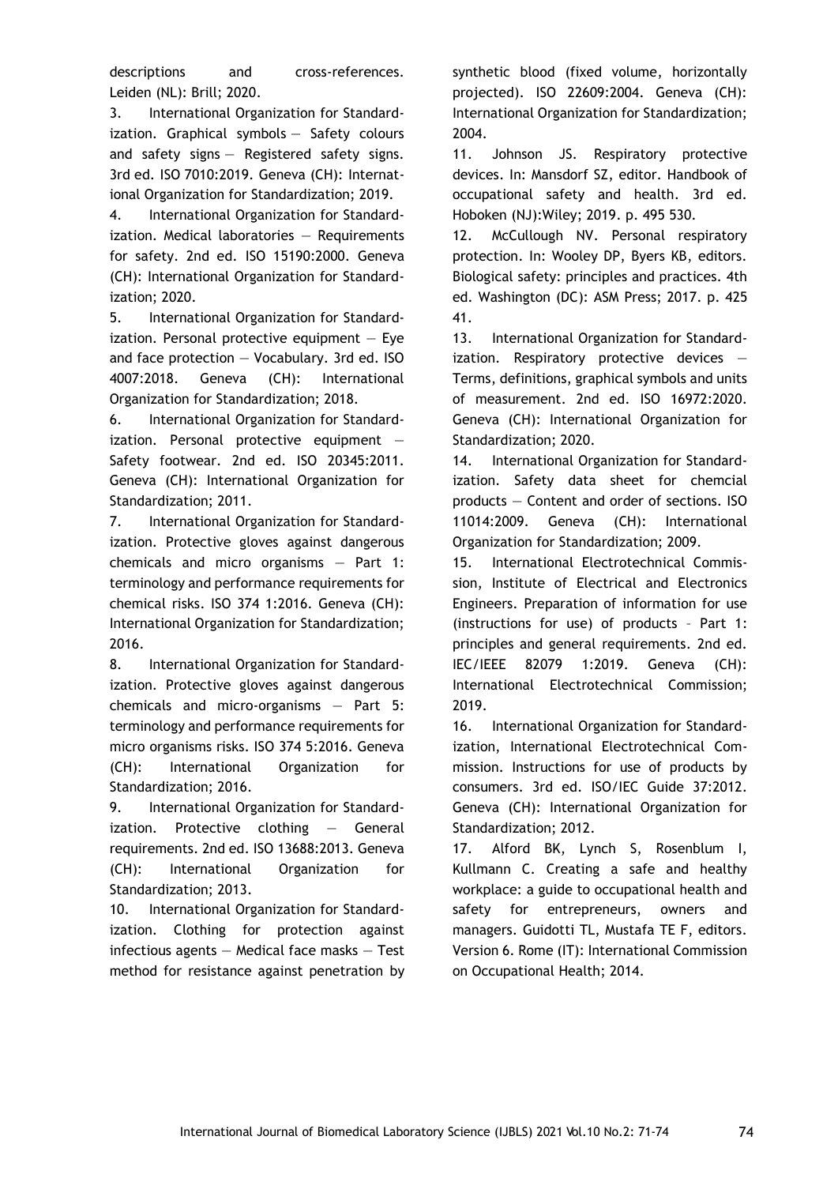descriptions and cross-references. Leiden (NL): Brill; 2020.

3. International Organization for Standardization. Graphical symbols — Safety colours and safety signs — Registered safety signs. 3rd ed. ISO 7010:2019. Geneva (CH): International Organization for Standardization; 2019.

4. International Organization for Standardization. Medical laboratories — Requirements for safety. 2nd ed. ISO 15190:2000. Geneva (CH): International Organization for Standardization; 2020.

5. International Organization for Standardization. Personal protective equipment — Eye and face protection — Vocabulary. 3rd ed. ISO 4007:2018. Geneva (CH): International Organization for Standardization; 2018.

6. International Organization for Standardization. Personal protective equipment — Safety footwear. 2nd ed. ISO 20345:2011. Geneva (CH): International Organization for Standardization; 2011.

7. International Organization for Standardization. Protective gloves against dangerous chemicals and micro organisms — Part 1: terminology and performance requirements for chemical risks. ISO 374 1:2016. Geneva (CH): International Organization for Standardization; 2016.

8. International Organization for Standardization. Protective gloves against dangerous chemicals and micro-organisms — Part 5: terminology and performance requirements for micro organisms risks. ISO 374 5:2016. Geneva (CH): International Organization for Standardization; 2016.

9. International Organization for Standardization. Protective clothing — General requirements. 2nd ed. ISO 13688:2013. Geneva (CH): International Organization for Standardization; 2013.

10. International Organization for Standardization. Clothing for protection against infectious agents — Medical face masks — Test method for resistance against penetration by synthetic blood (fixed volume, horizontally projected). ISO 22609:2004. Geneva (CH): International Organization for Standardization; 2004.

11. Johnson JS. Respiratory protective devices. In: Mansdorf SZ, editor. Handbook of occupational safety and health. 3rd ed. Hoboken (NJ):Wiley; 2019. p. 495 530.

12. McCullough NV. Personal respiratory protection. In: Wooley DP, Byers KB, editors. Biological safety: principles and practices. 4th ed. Washington (DC): ASM Press; 2017. p. 425 41.

13. International Organization for Standardization. Respiratory protective devices — Terms, definitions, graphical symbols and units of measurement. 2nd ed. ISO 16972:2020. Geneva (CH): International Organization for Standardization; 2020.

14. International Organization for Standardization. Safety data sheet for chemcial products — Content and order of sections. ISO 11014:2009. Geneva (CH): International Organization for Standardization; 2009.

15. International Electrotechnical Commission, Institute of Electrical and Electronics Engineers. Preparation of information for use (instructions for use) of products - Part 1: principles and general requirements. 2nd ed. IEC/IEEE 82079 1:2019. Geneva (CH): International Electrotechnical Commission; 2019.

16. International Organization for Standardization, International Electrotechnical Commission. Instructions for use of products by consumers. 3rd ed. ISO/IEC Guide 37:2012. Geneva (CH): International Organization for Standardization; 2012.

17. Alford BK, Lynch S, Rosenblum I, Kullmann C. Creating a safe and healthy workplace: a guide to occupational health and safety for entrepreneurs, owners and managers. Guidotti TL, Mustafa TE F, editors. Version 6. Rome (IT): International Commission on Occupational Health; 2014.